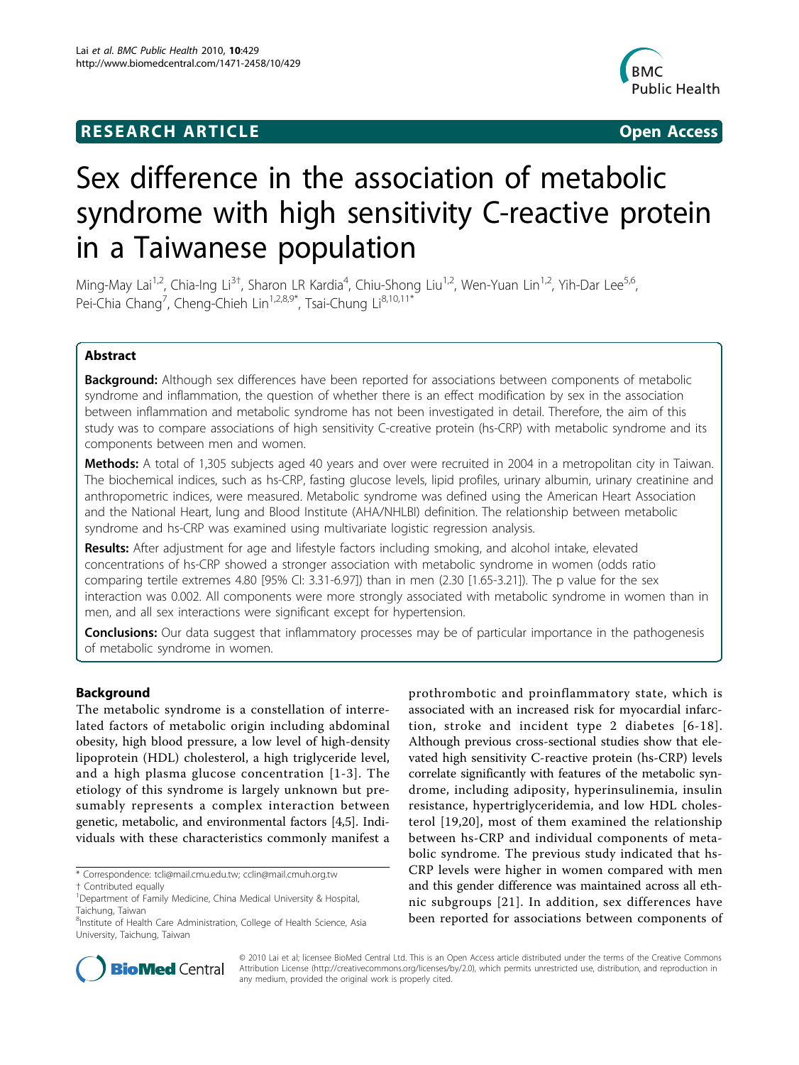RESEARCH ARTICLE Open Access

# Sex difference in the association of metabolic syndrome with high sensitivity C-reactive protein in a Taiwanese population

Ming-May Lai[1,2], Chia-Ing Li[3†], Sharon LR Kardia[4], Chiu-Shong Liu[1,2], Wen-Yuan Lin[1,2], Yih-Dar Lee[5,6], Pei-Chia Chang[7], Cheng-Chieh Lin[1,2,8,9*], Tsai-Chung Li[8,10,11*]

## Abstract

**Background:** Although sex differences have been reported for associations between components of metabolic syndrome and inflammation, the question of whether there is an effect modification by sex in the association between inflammation and metabolic syndrome has not been investigated in detail. Therefore, the aim of this study was to compare associations of high sensitivity C-creative protein (hs-CRP) with metabolic syndrome and its components between men and women.

**Methods:** A total of 1,305 subjects aged 40 years and over were recruited in 2004 in a metropolitan city in Taiwan. The biochemical indices, such as hs-CRP, fasting glucose levels, lipid profiles, urinary albumin, urinary creatinine and anthropometric indices, were measured. Metabolic syndrome was defined using the American Heart Association and the National Heart, lung and Blood Institute (AHA/NHLBI) definition. The relationship between metabolic syndrome and hs-CRP was examined using multivariate logistic regression analysis.

**Results:** After adjustment for age and lifestyle factors including smoking, and alcohol intake, elevated concentrations of hs-CRP showed a stronger association with metabolic syndrome in women (odds ratio comparing tertile extremes 4.80 [95% CI: 3.31-6.97]) than in men (2.30 [1.65-3.21]). The p value for the sex interaction was 0.002. All components were more strongly associated with metabolic syndrome in women than in men, and all sex interactions were significant except for hypertension.

**Conclusions:** Our data suggest that inflammatory processes may be of particular importance in the pathogenesis of metabolic syndrome in women.

## Background

The metabolic syndrome is a constellation of interrelated factors of metabolic origin including abdominal obesity, high blood pressure, a low level of high-density lipoprotein (HDL) cholesterol, a high triglyceride level, and a high plasma glucose concentration [1-3]. The etiology of this syndrome is largely unknown but presumably represents a complex interaction between genetic, metabolic, and environmental factors [4,5]. Individuals with these characteristics commonly manifest a prothrombotic and proinflammatory state, which is associated with an increased risk for myocardial infarction, stroke and incident type 2 diabetes [6-18]. Although previous cross-sectional studies show that elevated high sensitivity C-reactive protein (hs-CRP) levels correlate significantly with features of the metabolic syndrome, including adiposity, hyperinsulinemia, insulin resistance, hypertriglyceridemia, and low HDL cholesterol [19,20], most of them examined the relationship between hs-CRP and individual components of metabolic syndrome. The previous study indicated that hs-CRP levels were higher in women compared with men and this gender difference was maintained across all ethnic subgroups [21]. In addition, sex differences have been reported for associations between components of

* Correspondence: tcli@mail.cmu.edu.tw; cclin@mail.cmuh.org.tw
† Contributed equally
[1]Department of Family Medicine, China Medical University & Hospital, Taichung, Taiwan
[8]Institute of Health Care Administration, College of Health Science, Asia University, Taichung, Taiwan

© 2010 Lai et al; licensee BioMed Central Ltd. This is an Open Access article distributed under the terms of the Creative Commons Attribution License (http://creativecommons.org/licenses/by/2.0), which permits unrestricted use, distribution, and reproduction in any medium, provided the original work is properly cited.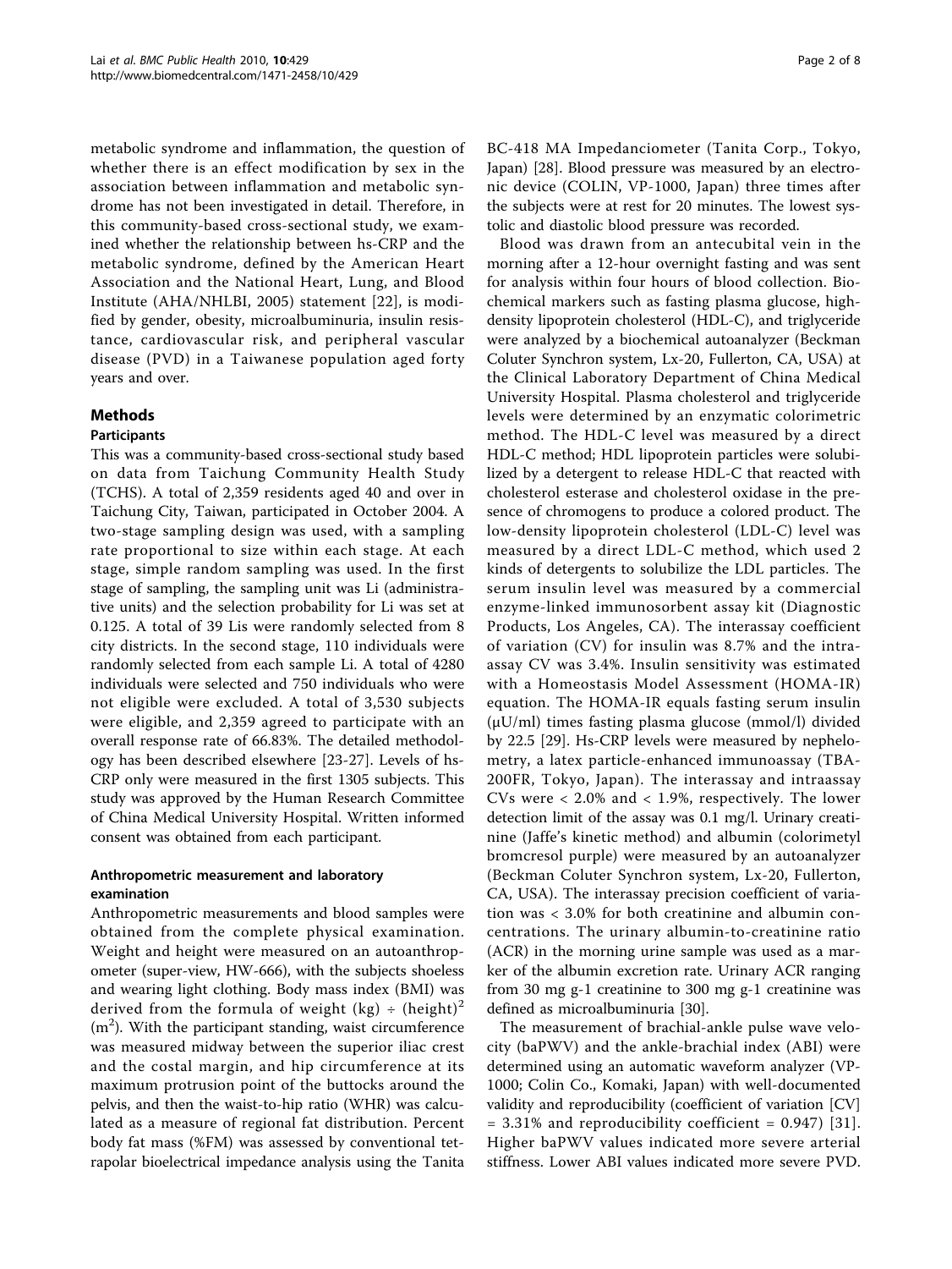metabolic syndrome and inflammation, the question of whether there is an effect modification by sex in the association between inflammation and metabolic syndrome has not been investigated in detail. Therefore, in this community-based cross-sectional study, we examined whether the relationship between hs-CRP and the metabolic syndrome, defined by the American Heart Association and the National Heart, Lung, and Blood Institute (AHA/NHLBI, 2005) statement [22], is modified by gender, obesity, microalbuminuria, insulin resistance, cardiovascular risk, and peripheral vascular disease (PVD) in a Taiwanese population aged forty years and over.

## Methods

### Participants

This was a community-based cross-sectional study based on data from Taichung Community Health Study (TCHS). A total of 2,359 residents aged 40 and over in Taichung City, Taiwan, participated in October 2004. A two-stage sampling design was used, with a sampling rate proportional to size within each stage. At each stage, simple random sampling was used. In the first stage of sampling, the sampling unit was Li (administrative units) and the selection probability for Li was set at 0.125. A total of 39 Lis were randomly selected from 8 city districts. In the second stage, 110 individuals were randomly selected from each sample Li. A total of 4280 individuals were selected and 750 individuals who were not eligible were excluded. A total of 3,530 subjects were eligible, and 2,359 agreed to participate with an overall response rate of 66.83%. The detailed methodology has been described elsewhere [23-27]. Levels of hs-CRP only were measured in the first 1305 subjects. This study was approved by the Human Research Committee of China Medical University Hospital. Written informed consent was obtained from each participant.

### Anthropometric measurement and laboratory examination

Anthropometric measurements and blood samples were obtained from the complete physical examination. Weight and height were measured on an autoanthropometer (super-view, HW-666), with the subjects shoeless and wearing light clothing. Body mass index (BMI) was derived from the formula of weight (kg) $\div$ (height)$^2$ (m$^2$). With the participant standing, waist circumference was measured midway between the superior iliac crest and the costal margin, and hip circumference at its maximum protrusion point of the buttocks around the pelvis, and then the waist-to-hip ratio (WHR) was calculated as a measure of regional fat distribution. Percent body fat mass (%FM) was assessed by conventional tetrapolar bioelectrical impedance analysis using the Tanita BC-418 MA Impedanciometer (Tanita Corp., Tokyo, Japan) [28]. Blood pressure was measured by an electronic device (COLIN, VP-1000, Japan) three times after the subjects were at rest for 20 minutes. The lowest systolic and diastolic blood pressure was recorded.

Blood was drawn from an antecubital vein in the morning after a 12-hour overnight fasting and was sent for analysis within four hours of blood collection. Biochemical markers such as fasting plasma glucose, high-density lipoprotein cholesterol (HDL-C), and triglyceride were analyzed by a biochemical autoanalyzer (Beckman Coluter Synchron system, Lx-20, Fullerton, CA, USA) at the Clinical Laboratory Department of China Medical University Hospital. Plasma cholesterol and triglyceride levels were determined by an enzymatic colorimetric method. The HDL-C level was measured by a direct HDL-C method; HDL lipoprotein particles were solubilized by a detergent to release HDL-C that reacted with cholesterol esterase and cholesterol oxidase in the presence of chromogens to produce a colored product. The low-density lipoprotein cholesterol (LDL-C) level was measured by a direct LDL-C method, which used 2 kinds of detergents to solubilize the LDL particles. The serum insulin level was measured by a commercial enzyme-linked immunosorbent assay kit (Diagnostic Products, Los Angeles, CA). The interassay coefficient of variation (CV) for insulin was 8.7% and the intra-assay CV was 3.4%. Insulin sensitivity was estimated with a Homeostasis Model Assessment (HOMA-IR) equation. The HOMA-IR equals fasting serum insulin (μU/ml) times fasting plasma glucose (mmol/l) divided by 22.5 [29]. Hs-CRP levels were measured by nephelometry, a latex particle-enhanced immunoassay (TBA-200FR, Tokyo, Japan). The interassay and intraassay CVs were < 2.0% and < 1.9%, respectively. The lower detection limit of the assay was 0.1 mg/l. Urinary creatinine (Jaffe's kinetic method) and albumin (colorimetyl bromcresol purple) were measured by an autoanalyzer (Beckman Coluter Synchron system, Lx-20, Fullerton, CA, USA). The interassay precision coefficient of variation was < 3.0% for both creatinine and albumin concentrations. The urinary albumin-to-creatinine ratio (ACR) in the morning urine sample was used as a marker of the albumin excretion rate. Urinary ACR ranging from 30 mg g-1 creatinine to 300 mg g-1 creatinine was defined as microalbuminuria [30].

The measurement of brachial-ankle pulse wave velocity (baPWV) and the ankle-brachial index (ABI) were determined using an automatic waveform analyzer (VP-1000; Colin Co., Komaki, Japan) with well-documented validity and reproducibility (coefficient of variation [CV] = 3.31% and reproducibility coefficient = 0.947) [31]. Higher baPWV values indicated more severe arterial stiffness. Lower ABI values indicated more severe PVD.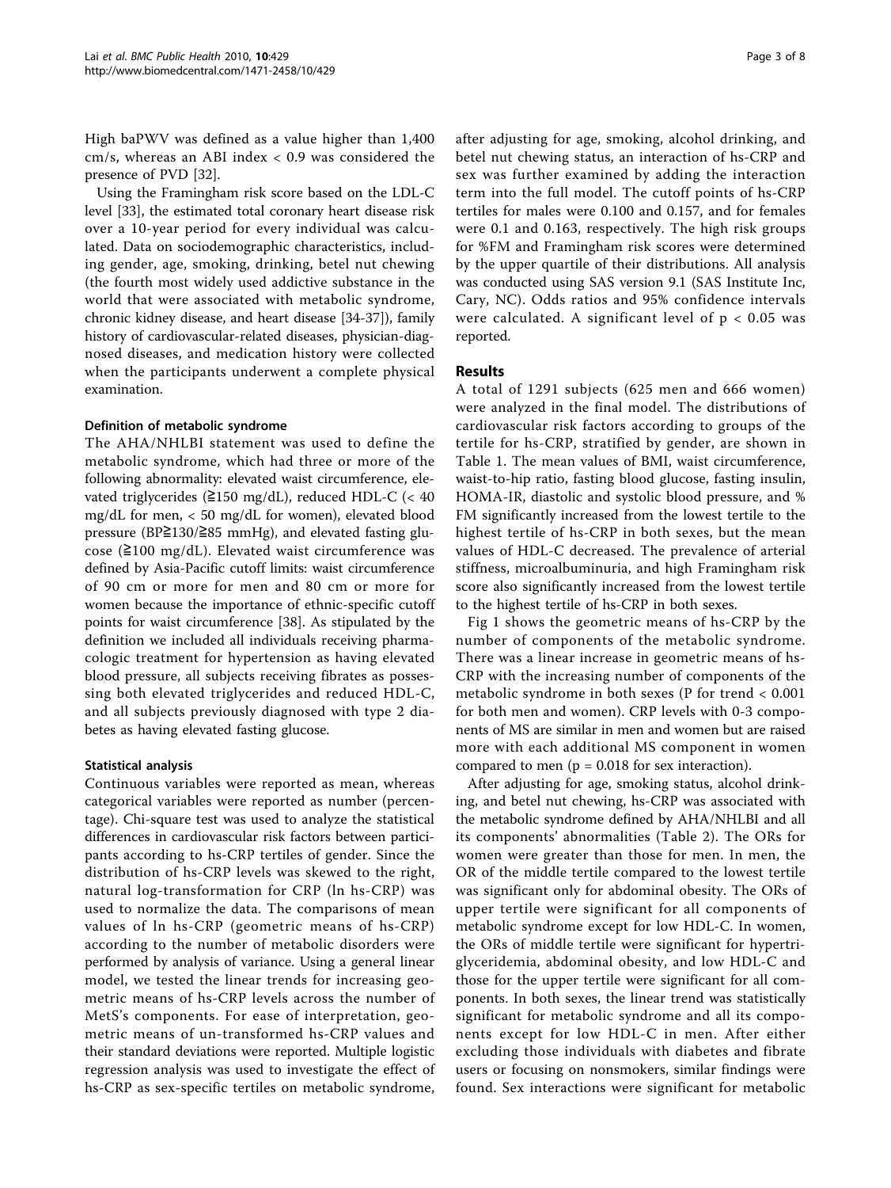High baPWV was defined as a value higher than 1,400 cm/s, whereas an ABI index < 0.9 was considered the presence of PVD [32].

Using the Framingham risk score based on the LDL-C level [33], the estimated total coronary heart disease risk over a 10-year period for every individual was calculated. Data on sociodemographic characteristics, including gender, age, smoking, drinking, betel nut chewing (the fourth most widely used addictive substance in the world that were associated with metabolic syndrome, chronic kidney disease, and heart disease [34-37]), family history of cardiovascular-related diseases, physician-diagnosed diseases, and medication history were collected when the participants underwent a complete physical examination.

#### Definition of metabolic syndrome

The AHA/NHLBI statement was used to define the metabolic syndrome, which had three or more of the following abnormality: elevated waist circumference, elevated triglycerides (≧150 mg/dL), reduced HDL-C (< 40 mg/dL for men, < 50 mg/dL for women), elevated blood pressure (BP≧130/≧85 mmHg), and elevated fasting glucose (≧100 mg/dL). Elevated waist circumference was defined by Asia-Pacific cutoff limits: waist circumference of 90 cm or more for men and 80 cm or more for women because the importance of ethnic-specific cutoff points for waist circumference [38]. As stipulated by the definition we included all individuals receiving pharmacologic treatment for hypertension as having elevated blood pressure, all subjects receiving fibrates as possessing both elevated triglycerides and reduced HDL-C, and all subjects previously diagnosed with type 2 diabetes as having elevated fasting glucose.

#### Statistical analysis

Continuous variables were reported as mean, whereas categorical variables were reported as number (percentage). Chi-square test was used to analyze the statistical differences in cardiovascular risk factors between participants according to hs-CRP tertiles of gender. Since the distribution of hs-CRP levels was skewed to the right, natural log-transformation for CRP (ln hs-CRP) was used to normalize the data. The comparisons of mean values of ln hs-CRP (geometric means of hs-CRP) according to the number of metabolic disorders were performed by analysis of variance. Using a general linear model, we tested the linear trends for increasing geometric means of hs-CRP levels across the number of MetS's components. For ease of interpretation, geometric means of un-transformed hs-CRP values and their standard deviations were reported. Multiple logistic regression analysis was used to investigate the effect of hs-CRP as sex-specific tertiles on metabolic syndrome, after adjusting for age, smoking, alcohol drinking, and betel nut chewing status, an interaction of hs-CRP and sex was further examined by adding the interaction term into the full model. The cutoff points of hs-CRP tertiles for males were 0.100 and 0.157, and for females were 0.1 and 0.163, respectively. The high risk groups for %FM and Framingham risk scores were determined by the upper quartile of their distributions. All analysis was conducted using SAS version 9.1 (SAS Institute Inc, Cary, NC). Odds ratios and 95% confidence intervals were calculated. A significant level of $p < 0.05$ was reported.

## Results

A total of 1291 subjects (625 men and 666 women) were analyzed in the final model. The distributions of cardiovascular risk factors according to groups of the tertile for hs-CRP, stratified by gender, are shown in Table 1. The mean values of BMI, waist circumference, waist-to-hip ratio, fasting blood glucose, fasting insulin, HOMA-IR, diastolic and systolic blood pressure, and %FM significantly increased from the lowest tertile to the highest tertile of hs-CRP in both sexes, but the mean values of HDL-C decreased. The prevalence of arterial stiffness, microalbuminuria, and high Framingham risk score also significantly increased from the lowest tertile to the highest tertile of hs-CRP in both sexes.

Fig 1 shows the geometric means of hs-CRP by the number of components of the metabolic syndrome. There was a linear increase in geometric means of hs-CRP with the increasing number of components of the metabolic syndrome in both sexes (P for trend < 0.001 for both men and women). CRP levels with 0-3 components of MS are similar in men and women but are raised more with each additional MS component in women compared to men ($p = 0.018$ for sex interaction).

After adjusting for age, smoking status, alcohol drinking, and betel nut chewing, hs-CRP was associated with the metabolic syndrome defined by AHA/NHLBI and all its components' abnormalities (Table 2). The ORs for women were greater than those for men. In men, the OR of the middle tertile compared to the lowest tertile was significant only for abdominal obesity. The ORs of upper tertile were significant for all components of metabolic syndrome except for low HDL-C. In women, the ORs of middle tertile were significant for hypertriglyceridemia, abdominal obesity, and low HDL-C and those for the upper tertile were significant for all components. In both sexes, the linear trend was statistically significant for metabolic syndrome and all its components except for low HDL-C in men. After either excluding those individuals with diabetes and fibrate users or focusing on nonsmokers, similar findings were found. Sex interactions were significant for metabolic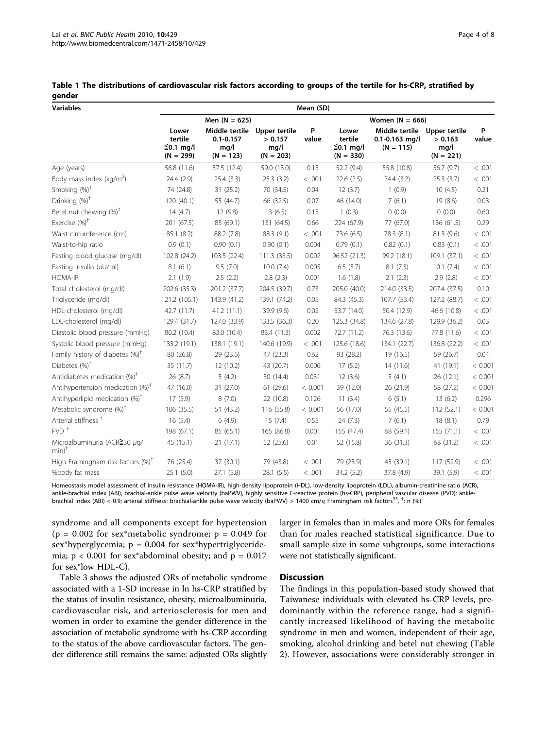**Table 1 The distributions of cardiovascular risk factors according to groups of the tertile for hs-CRP, stratified by gender**

| Variables | Mean (SD) | | | | | | | |
|---|---|---|---|---|---|---|---|---|
| | Men (N = 625) | | | | Women (N = 666) | | | |
| | Lower tertile ≦0.1 mg/l (N = 299) | Middle tertile 0.1-0.157 mg/l (N = 123) | Upper tertile > 0.157 mg/l (N = 203) | P value | Lower tertile ≦0.1 mg/l (N = 330) | Middle tertile 0.1-0.163 mg/l (N = 115) | Upper tertile > 0.163 mg/l (N = 221) | P value |
| Age (years) | 56.8 (11.6) | 57.5 (12.4) | 59.0 (13.0) | 0.15 | 52.2 (9.4) | 55.8 (10.8) | 56.7 (9.7) | < .001 |
| Body mass index (kg/m$^2$) | 24.4 (2.9) | 25.4 (3.3) | 25.3 (3.2) | < .001 | 22.6 (2.5) | 24.4 (3.2) | 25.3 (3.7) | < .001 |
| Smoking (%)[†] | 74 (24.8) | 31 (25.2) | 70 (34.5) | 0.04 | 12 (3.7) | 1 (0.9) | 10 (4.5) | 0.21 |
| Drinking (%)[†] | 120 (40.1) | 55 (44.7) | 66 (32.5) | 0.07 | 46 (14.0) | 7 (6.1) | 19 (8.6) | 0.03 |
| Betel nut chewing (%)[†] | 14 (4.7) | 12 (9.8) | 13 (6.5) | 0.15 | 1 (0.3) | 0 (0.0) | 0 (0.0) | 0.60 |
| Exercise (%)[†] | 201 (67.5) | 85 (69.1) | 131 (64.5) | 0.66 | 224 (67.9) | 77 (67.0) | 136 (61.5) | 0.29 |
| Waist circumference (cm) | 85.1 (8.2) | 88.2 (7.8) | 88.3 (9.1) | < .001 | 73.6 (6.5) | 78.3 (8.1) | 81.3 (9.6) | < .001 |
| Waist-to-hip ratio | 0.9 (0.1) | 0.90 (0.1) | 0.90 (0.1) | 0.004 | 0.79 (0.1) | 0.82 (0.1) | 0.83 (0.1) | < .001 |
| Fasting blood glucose (mg/dl) | 102.8 (24.2) | 103.5 (22.4) | 111.3 (33.5) | 0.002 | 96.52 (21.3) | 99.2 (18.1) | 109.1 (37.1) | < .001 |
| Fasting insulin (uU/ml) | 8.1 (6.1) | 9.5 (7.0) | 10.0 (7.4) | 0.005 | 6.5 (5.7) | 8.1 (7.3) | 10.1 (7.4) | < .001 |
| HOMA-IR | 2.1 (1.9) | 2.5 (2.2) | 2.8 (2.3) | 0.001 | 1.6 (1.8) | 2.1 (2.3) | 2.9 (2.8) | < .001 |
| Total cholesterol (mg/dl) | 202.6 (35.3) | 201.2 (37.7) | 204.5 (39.7) | 0.73 | 205.0 (40.0) | 214.0 (33.5) | 207.4 (37.5) | 0.10 |
| Triglyceride (mg/dl) | 121.2 (105.1) | 143.9 (41.2) | 139.1 (74.2) | 0.05 | 84.3 (45.3) | 107.7 (53.4) | 127.2 (88.7) | < .001 |
| HDL-cholesterol (mg/dl) | 42.7 (11.7) | 41.2 (11.1) | 39.9 (9.6) | 0.02 | 53.7 (14.0) | 50.4 (12.9) | 46.6 (10.8) | < .001 |
| LDL-cholesterol (mg/dl) | 129.4 (31.7) | 127.0 (33.9) | 133.5 (36.3) | 0.20 | 125.3 (34.8) | 134.6 (27.8) | 129.9 (36.2) | 0.03 |
| Diastolic blood pressure (mmHg) | 80.2 (10.4) | 83.0 (10.4) | 83.4 (11.3) | 0.002 | 72.7 (11.2) | 76.3 (13.6) | 77.8 (11.6) | < .001 |
| Systolic blood pressure (mmHg) | 133.2 (19.1) | 138.1 (19.1) | 140.6 (19.9) | < .001 | 125.6 (18.6) | 134.1 (22.7) | 136.8 (22.2) | < .001 |
| Family history of diabetes (%)[†] | 80 (26.8) | 29 (23.6) | 47 (23.3) | 0.62 | 93 (28.2) | 19 (16.5) | 59 (26.7) | 0.04 |
| Diabetes (%)[†] | 35 (11.7) | 12 (10.2) | 43 (20.7) | 0.006 | 17 (5.2) | 14 (11.6) | 41 (19.1) | < 0.001 |
| Antidiabetes medication (%)[†] | 26 (8.7) | 5 (4.2) | 30 (14.4) | 0.031 | 12 (3.6) | 5 (4.1) | 26 (12.1) | < 0.001 |
| Antihypertension medication (%)[†] | 47 (16.0) | 31 (27.0) | 61 (29.6) | < 0.001 | 39 (12.0) | 26 (21.9) | 58 (27.2) | < 0.001 |
| Antihyperlipid medication (%)[†] | 17 (5.9) | 8 (7.0) | 22 (10.8) | 0.126 | 11 (3.4) | 6 (5.1) | 13 (6.2) | 0.296 |
| Metabolic syndrome (%)[†] | 106 (35.5) | 51 (43.2) | 116 (55.8) | < 0.001 | 56 (17.0) | 55 (45.5) | 112 (52.1) | < 0.001 |
| Arterial stiffness [†] | 16 (5.4) | 6 (4.9) | 15 (7.4) | 0.55 | 24 (7.3) | 7 (6.1) | 18 (8.1) | 0.79 |
| PVD [†] | 198 (67.1) | 85 (65.1) | 165 (86.8) | 0.001 | 155 (47.4) | 68 (59.1) | 155 (71.1) | < .001 |
| Microalbuminuria (ACR≧30 μg/min)[†] | 45 (15.1) | 21 (17.1) | 52 (25.6) | 0.01 | 52 (15.8) | 36 (31.3) | 68 (31.2) | < .001 |
| High Framingham risk factors (%)[†] | 76 (25.4) | 37 (30.1) | 79 (43.8) | < .001 | 79 (23.9) | 45 (39.1) | 117 (52.9) | < .001 |
| %body fat mass | 25.1 (5.0) | 27.1 (5.8) | 28.1 (5.5) | < .001 | 34.2 (5.2) | 37.8 (4.9) | 39.1 (5.9) | < .001 |

Homeostasis model assessment of insulin resistance (HOMA-IR), high-density lipoprotein (HDL), low-density lipoprotein (LDL), albumin-creatinine ratio (ACR), ankle-brachial index (ABI), brachial-ankle pulse wave velocity (baPWV), highly sensitive C-reactive protein (hs-CRP), peripheral vascular disease (PVD): ankle-brachial index (ABI) < 0.9; arterial stiffness: brachial-ankle pulse wave velocity (baPWV) > 1400 cm/s; Framingham risk factors[33], [†]: n (%)

syndrome and all components except for hypertension ($p = 0.002$ for sex*metabolic syndrome; $p = 0.049$ for sex*hyperglycemia; $p = 0.004$ for sex*hypertriglyceridemia; $p < 0.001$ for sex*abdominal obesity; and $p = 0.017$ for sex*low HDL-C).

Table 3 shows the adjusted ORs of metabolic syndrome associated with a 1-SD increase in ln hs-CRP stratified by the status of insulin resistance, obesity, microalbuminuria, cardiovascular risk, and arteriosclerosis for men and women in order to examine the gender difference in the association of metabolic syndrome with hs-CRP according to the status of the above cardiovascular factors. The gender difference still remains the same: adjusted ORs slightly larger in females than in males and more ORs for females than for males reached statistical significance. Due to small sample size in some subgroups, some interactions were not statistically significant.

## Discussion

The findings in this population-based study showed that Taiwanese individuals with elevated hs-CRP levels, predominantly within the reference range, had a significantly increased likelihood of having the metabolic syndrome in men and women, independent of their age, smoking, alcohol drinking and betel nut chewing (Table 2). However, associations were considerably stronger in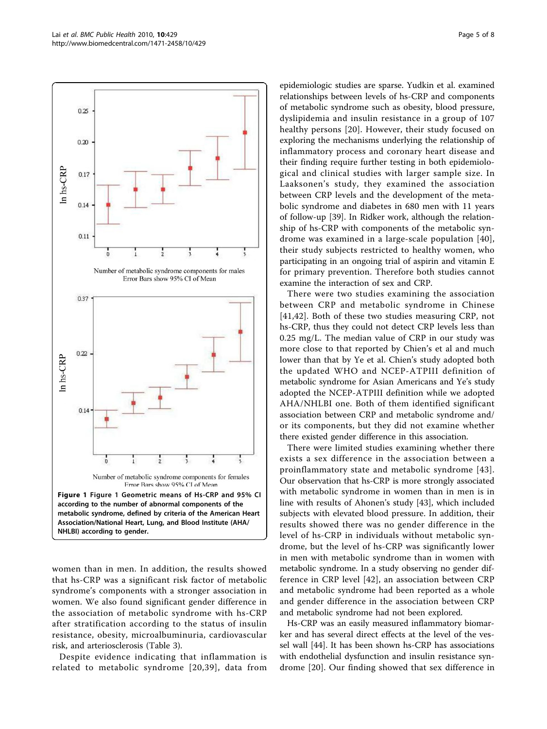Figure 1 Figure 1 Geometric means of Hs-CRP and 95% CI according to the number of abnormal components of the metabolic syndrome, defined by criteria of the American Heart Association/National Heart, Lung, and Blood Institute (AHA/NHLBI) according to gender.

women than in men. In addition, the results showed that hs-CRP was a significant risk factor of metabolic syndrome's components with a stronger association in women. We also found significant gender difference in the association of metabolic syndrome with hs-CRP after stratification according to the status of insulin resistance, obesity, microalbuminuria, cardiovascular risk, and arteriosclerosis (Table 3).

Despite evidence indicating that inflammation is related to metabolic syndrome [20,39], data from epidemiologic studies are sparse. Yudkin et al. examined relationships between levels of hs-CRP and components of metabolic syndrome such as obesity, blood pressure, dyslipidemia and insulin resistance in a group of 107 healthy persons [20]. However, their study focused on exploring the mechanisms underlying the relationship of inflammatory process and coronary heart disease and their finding require further testing in both epidemiological and clinical studies with larger sample size. In Laaksonen's study, they examined the association between CRP levels and the development of the metabolic syndrome and diabetes in 680 men with 11 years of follow-up [39]. In Ridker work, although the relationship of hs-CRP with components of the metabolic syndrome was examined in a large-scale population [40], their study subjects restricted to healthy women, who participating in an ongoing trial of aspirin and vitamin E for primary prevention. Therefore both studies cannot examine the interaction of sex and CRP.

There were two studies examining the association between CRP and metabolic syndrome in Chinese [41,42]. Both of these two studies measuring CRP, not hs-CRP, thus they could not detect CRP levels less than 0.25 mg/L. The median value of CRP in our study was more close to that reported by Chien's et al and much lower than that by Ye et al. Chien's study adopted both the updated WHO and NCEP-ATPIII definition of metabolic syndrome for Asian Americans and Ye's study adopted the NCEP-ATPIII definition while we adopted AHA/NHLBI one. Both of them identified significant association between CRP and metabolic syndrome and/or its components, but they did not examine whether there existed gender difference in this association.

There were limited studies examining whether there exists a sex difference in the association between a proinflammatory state and metabolic syndrome [43]. Our observation that hs-CRP is more strongly associated with metabolic syndrome in women than in men is in line with results of Ahonen's study [43], which included subjects with elevated blood pressure. In addition, their results showed there was no gender difference in the level of hs-CRP in individuals without metabolic syndrome, but the level of hs-CRP was significantly lower in men with metabolic syndrome than in women with metabolic syndrome. In a study observing no gender difference in CRP level [42], an association between CRP and metabolic syndrome had been reported as a whole and gender difference in the association between CRP and metabolic syndrome had not been explored.

Hs-CRP was an easily measured inflammatory biomarker and has several direct effects at the level of the vessel wall [44]. It has been shown hs-CRP has associations with endothelial dysfunction and insulin resistance syndrome [20]. Our finding showed that sex difference in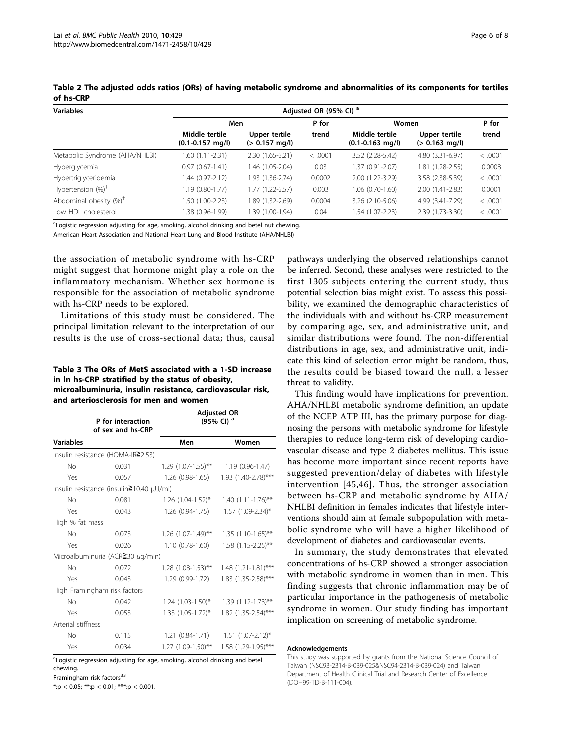**Table 2 The adjusted odds ratios (ORs) of having metabolic syndrome and abnormalities of its components for tertiles of hs-CRP**

| Variables | Adjusted OR (95% CI) [a] | | | | | |
|---|---|---|---|---|---|---|
| | Men | | P for trend | Women | | P for trend |
| | Middle tertile (0.1-0.157 mg/l) | Upper tertile (> 0.157 mg/l) | | Middle tertile (0.1-0.163 mg/l) | Upper tertile (> 0.163 mg/l) | |
| Metabolic Syndrome (AHA/NHLBI) | 1.60 (1.11-2.31) | 2.30 (1.65-3.21) | < .0001 | 3.52 (2.28-5.42) | 4.80 (3.31-6.97) | < .0001 |
| Hyperglycemia | 0.97 (0.67-1.41) | 1.46 (1.05-2.04) | 0.03 | 1.37 (0.91-2.07) | 1.81 (1.28-2.55) | 0.0008 |
| Hypertriglyceridemia | 1.44 (0.97-2.12) | 1.93 (1.36-2.74) | 0.0002 | 2.00 (1.22-3.29) | 3.58 (2.38-5.39) | < .0001 |
| Hypertension (%)[†] | 1.19 (0.80-1.77) | 1.77 (1.22-2.57) | 0.003 | 1.06 (0.70-1.60) | 2.00 (1.41-2.83) | 0.0001 |
| Abdominal obesity (%)[†] | 1.50 (1.00-2.23) | 1.89 (1.32-2.69) | 0.0004 | 3.26 (2.10-5.06) | 4.99 (3.41-7.29) | < .0001 |
| Low HDL cholesterol | 1.38 (0.96-1.99) | 1.39 (1.00-1.94) | 0.04 | 1.54 (1.07-2.23) | 2.39 (1.73-3.30) | < .0001 |

[a]Logistic regression adjusting for age, smoking, alcohol drinking and betel nut chewing.

American Heart Association and National Heart Lung and Blood Institute (AHA/NHLBI)

the association of metabolic syndrome with hs-CRP might suggest that hormone might play a role on the inflammatory mechanism. Whether sex hormone is responsible for the association of metabolic syndrome with hs-CRP needs to be explored.

Limitations of this study must be considered. The principal limitation relevant to the interpretation of our results is the use of cross-sectional data; thus, causal pathways underlying the observed relationships cannot be inferred. Second, these analyses were restricted to the first 1305 subjects entering the current study, thus potential selection bias might exist. To assess this possibility, we examined the demographic characteristics of the individuals with and without hs-CRP measurement by comparing age, sex, and administrative unit, and similar distributions were found. The non-differential distributions in age, sex, and administrative unit, indicate this kind of selection error might be random, thus, the results could be biased toward the null, a lesser threat to validity.

**Table 3 The ORs of MetS associated with a 1-SD increase in ln hs-CRP stratified by the status of obesity, microalbuminuria, insulin resistance, cardiovascular risk, and arteriosclerosis for men and women**

| Variables | P for interaction of sex and hs-CRP | Adjusted OR (95% CI) [a] | |
|---|---|---|---|
| | | Men | Women |
| Insulin resistance (HOMA-IR≧2.53) | | | |
| No | 0.031 | 1.29 (1.07-1.55)** | 1.19 (0.96-1.47) |
| Yes | 0.057 | 1.26 (0.98-1.65) | 1.93 (1.40-2.78)*** |
| Insulin resistance (insulin≧10.40 μU/ml) | | | |
| No | 0.081 | 1.26 (1.04-1.52)* | 1.40 (1.11-1.76)** |
| Yes | 0.043 | 1.26 (0.94-1.75) | 1.57 (1.09-2.34)* |
| High % fat mass | | | |
| No | 0.073 | 1.26 (1.07-1.49)** | 1.35 (1.10-1.65)** |
| Yes | 0.026 | 1.10 (0.78-1.60) | 1.58 (1.15-2.25)** |
| Microalbuminuria (ACR≧30 μg/min) | | | |
| No | 0.072 | 1.28 (1.08-1.53)** | 1.48 (1.21-1.81)*** |
| Yes | 0.043 | 1.29 (0.99-1.72) | 1.83 (1.35-2.58)*** |
| High Framingham risk factors | | | |
| No | 0.042 | 1.24 (1.03-1.50)* | 1.39 (1.12-1.73)** |
| Yes | 0.053 | 1.33 (1.05-1.72)* | 1.82 (1.35-2.54)*** |
| Arterial stiffness | | | |
| No | 0.115 | 1.21 (0.84-1.71) | 1.51 (1.07-2.12)* |
| Yes | 0.034 | 1.27 (1.09-1.50)** | 1.58 (1.29-1.95)*** |

[a]Logistic regression adjusting for age, smoking, alcohol drinking and betel nut chewing.

Framingham risk factors[33]

*:p < 0.05; **:p < 0.01; ***:p < 0.001.

This finding would have implications for prevention. AHA/NHLBI metabolic syndrome definition, an update of the NCEP ATP III, has the primary purpose for diagnosing the persons with metabolic syndrome for lifestyle therapies to reduce long-term risk of developing cardiovascular disease and type 2 diabetes mellitus. This issue has become more important since recent reports have suggested prevention/delay of diabetes with lifestyle intervention [45,46]. Thus, the stronger association between hs-CRP and metabolic syndrome by AHA/NHLBI definition in females indicates that lifestyle interventions should aim at female subpopulation with metabolic syndrome who will have a higher likelihood of development of diabetes and cardiovascular events.

In summary, the study demonstrates that elevated concentrations of hs-CRP showed a stronger association with metabolic syndrome in women than in men. This finding suggests that chronic inflammation may be of particular importance in the pathogenesis of metabolic syndrome in women. Our study finding has important implication on screening of metabolic syndrome.

#### Acknowledgements

This study was supported by grants from the National Science Council of Taiwan (NSC93-2314-B-039-025&NSC94-2314-B-039-024) and Taiwan Department of Health Clinical Trial and Research Center of Excellence (DOH99-TD-B-111-004).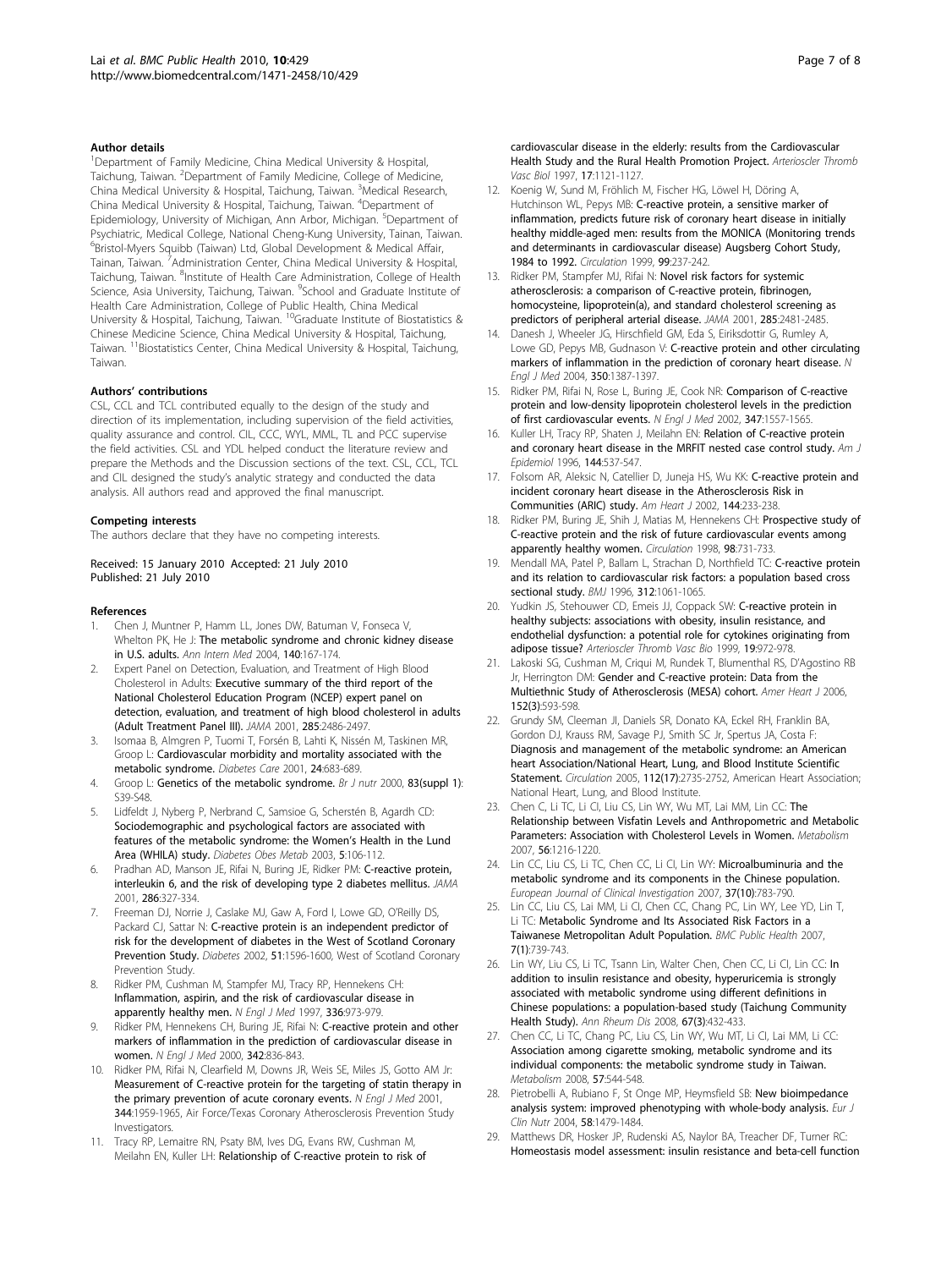#### Author details

[1]Department of Family Medicine, China Medical University & Hospital, Taichung, Taiwan. [2]Department of Family Medicine, College of Medicine, China Medical University & Hospital, Taichung, Taiwan. [3]Medical Research, China Medical University & Hospital, Taichung, Taiwan. [4]Department of Epidemiology, University of Michigan, Ann Arbor, Michigan. [5]Department of Psychiatric, Medical College, National Cheng-Kung University, Tainan, Taiwan. [6]Bristol-Myers Squibb (Taiwan) Ltd, Global Development & Medical Affair, Tainan, Taiwan. [7]Administration Center, China Medical University & Hospital, Taichung, Taiwan. [8]Institute of Health Care Administration, College of Health Science, Asia University, Taichung, Taiwan. [9]School and Graduate Institute of Health Care Administration, College of Public Health, China Medical University & Hospital, Taichung, Taiwan. [10]Graduate Institute of Biostatistics & Chinese Medicine Science, China Medical University & Hospital, Taichung, Taiwan. [11]Biostatistics Center, China Medical University & Hospital, Taichung, Taiwan.

#### Authors' contributions

CSL, CCL and TCL contributed equally to the design of the study and direction of its implementation, including supervision of the field activities, quality assurance and control. CIL, CCC, WYL, MML, TL and PCC supervise the field activities. CSL and YDL helped conduct the literature review and prepare the Methods and the Discussion sections of the text. CSL, CCL, TCL and CIL designed the study's analytic strategy and conducted the data analysis. All authors read and approved the final manuscript.

#### Competing interests

The authors declare that they have no competing interests.

Received: 15 January 2010 Accepted: 21 July 2010
Published: 21 July 2010

#### References

1. Chen J, Muntner P, Hamm LL, Jones DW, Batuman V, Fonseca V, Whelton PK, He J: **The metabolic syndrome and chronic kidney disease in U.S. adults.** *Ann Intern Med* 2004, **140**:167-174.
2. Expert Panel on Detection, Evaluation, and Treatment of High Blood Cholesterol in Adults: **Executive summary of the third report of the National Cholesterol Education Program (NCEP) expert panel on detection, evaluation, and treatment of high blood cholesterol in adults (Adult Treatment Panel III).** *JAMA* 2001, **285**:2486-2497.
3. Isomaa B, Almgren P, Tuomi T, Forsén B, Lahti K, Nissén M, Taskinen MR, Groop L: **Cardiovascular morbidity and mortality associated with the metabolic syndrome.** *Diabetes Care* 2001, **24**:683-689.
4. Groop L: **Genetics of the metabolic syndrome.** *Br J nutr* 2000, **83(suppl 1)**: S39-S48.
5. Lidfeldt J, Nyberg P, Nerbrand C, Samsioe G, Scherstén B, Agardh CD: **Sociodemographic and psychological factors are associated with features of the metabolic syndrome: the Women's Health in the Lund Area (WHILA) study.** *Diabetes Obes Metab* 2003, **5**:106-112.
6. Pradhan AD, Manson JE, Rifai N, Buring JE, Ridker PM: **C-reactive protein, interleukin 6, and the risk of developing type 2 diabetes mellitus.** *JAMA* 2001, **286**:327-334.
7. Freeman DJ, Norrie J, Caslake MJ, Gaw A, Ford I, Lowe GD, O'Reilly DS, Packard CJ, Sattar N: **C-reactive protein is an independent predictor of risk for the development of diabetes in the West of Scotland Coronary Prevention Study.** *Diabetes* 2002, **51**:1596-1600, West of Scotland Coronary Prevention Study.
8. Ridker PM, Cushman M, Stampfer MJ, Tracy RP, Hennekens CH: **Inflammation, aspirin, and the risk of cardiovascular disease in apparently healthy men.** *N Engl J Med* 1997, **336**:973-979.
9. Ridker PM, Hennekens CH, Buring JE, Rifai N: **C-reactive protein and other markers of inflammation in the prediction of cardiovascular disease in women.** *N Engl J Med* 2000, **342**:836-843.
10. Ridker PM, Rifai N, Clearfield M, Downs JR, Weis SE, Miles JS, Gotto AM Jr: **Measurement of C-reactive protein for the targeting of statin therapy in the primary prevention of acute coronary events.** *N Engl J Med* 2001, **344**:1959-1965, Air Force/Texas Coronary Atherosclerosis Prevention Study Investigators.
11. Tracy RP, Lemaitre RN, Psaty BM, Ives DG, Evans RW, Cushman M, Meilahn EN, Kuller LH: **Relationship of C-reactive protein to risk of cardiovascular disease in the elderly: results from the Cardiovascular Health Study and the Rural Health Promotion Project.** *Arterioscler Thromb Vasc Biol* 1997, **17**:1121-1127.
12. Koenig W, Sund M, Fröhlich M, Fischer HG, Löwel H, Döring A, Hutchinson WL, Pepys MB: **C-reactive protein, a sensitive marker of inflammation, predicts future risk of coronary heart disease in initially healthy middle-aged men: results from the MONICA (Monitoring trends and determinants in cardiovascular disease) Augsberg Cohort Study, 1984 to 1992.** *Circulation* 1999, **99**:237-242.
13. Ridker PM, Stampfer MJ, Rifai N: **Novel risk factors for systemic atherosclerosis: a comparison of C-reactive protein, fibrinogen, homocysteine, lipoprotein(a), and standard cholesterol screening as predictors of peripheral arterial disease.** *JAMA* 2001, **285**:2481-2485.
14. Danesh J, Wheeler JG, Hirschfield GM, Eda S, Eiriksdottir G, Rumley A, Lowe GD, Pepys MB, Gudnason V: **C-reactive protein and other circulating markers of inflammation in the prediction of coronary heart disease.** *N Engl J Med* 2004, **350**:1387-1397.
15. Ridker PM, Rifai N, Rose L, Buring JE, Cook NR: **Comparison of C-reactive protein and low-density lipoprotein cholesterol levels in the prediction of first cardiovascular events.** *N Engl J Med* 2002, **347**:1557-1565.
16. Kuller LH, Tracy RP, Shaten J, Meilahn EN: **Relation of C-reactive protein and coronary heart disease in the MRFIT nested case control study.** *Am J Epidemiol* 1996, **144**:537-547.
17. Folsom AR, Aleksic N, Catellier D, Juneja HS, Wu KK: **C-reactive protein and incident coronary heart disease in the Atherosclerosis Risk in Communities (ARIC) study.** *Am Heart J* 2002, **144**:233-238.
18. Ridker PM, Buring JE, Shih J, Matias M, Hennekens CH: **Prospective study of C-reactive protein and the risk of future cardiovascular events among apparently healthy women.** *Circulation* 1998, **98**:731-733.
19. Mendall MA, Patel P, Ballam L, Strachan D, Northfield TC: **C-reactive protein and its relation to cardiovascular risk factors: a population based cross sectional study.** *BMJ* 1996, **312**:1061-1065.
20. Yudkin JS, Stehouwer CD, Emeis JJ, Coppack SW: **C-reactive protein in healthy subjects: associations with obesity, insulin resistance, and endothelial dysfunction: a potential role for cytokines originating from adipose tissue?** *Arterioscler Thromb Vasc Bio* 1999, **19**:972-978.
21. Lakoski SG, Cushman M, Criqui M, Rundek T, Blumenthal RS, D'Agostino RB Jr, Herrington DM: **Gender and C-reactive protein: Data from the Multiethnic Study of Atherosclerosis (MESA) cohort.** *Amer Heart J* 2006, **152(3)**:593-598.
22. Grundy SM, Cleeman JI, Daniels SR, Donato KA, Eckel RH, Franklin BA, Gordon DJ, Krauss RM, Savage PJ, Smith SC Jr, Spertus JA, Costa F: **Diagnosis and management of the metabolic syndrome: an American heart Association/National Heart, Lung, and Blood Institute Scientific Statement.** *Circulation* 2005, **112(17)**:2735-2752, American Heart Association; National Heart, Lung, and Blood Institute.
23. Chen C, Li TC, Li CI, Liu CS, Lin WY, Wu MT, Lai MM, Lin CC: **The Relationship between Visfatin Levels and Anthropometric and Metabolic Parameters: Association with Cholesterol Levels in Women.** *Metabolism* 2007, **56**:1216-1220.
24. Lin CC, Liu CS, Li TC, Chen CC, Li CI, Lin WY: **Microalbuminuria and the metabolic syndrome and its components in the Chinese population.** *European Journal of Clinical Investigation* 2007, **37(10)**:783-790.
25. Lin CC, Liu CS, Lai MM, Li CI, Chen CC, Chang PC, Lin WY, Lee YD, Lin T, Li TC: **Metabolic Syndrome and Its Associated Risk Factors in a Taiwanese Metropolitan Adult Population.** *BMC Public Health* 2007, **7(1)**:739-743.
26. Lin WY, Liu CS, Li TC, Tsann Lin, Walter Chen, Chen CC, Li CI, Lin CC: **In addition to insulin resistance and obesity, hyperuricemia is strongly associated with metabolic syndrome using different definitions in Chinese populations: a population-based study (Taichung Community Health Study).** *Ann Rheum Dis* 2008, **67(3)**:432-433.
27. Chen CC, Li TC, Chang PC, Liu CS, Lin WY, Wu MT, Li CI, Lai MM, Li CC: **Association among cigarette smoking, metabolic syndrome and its individual components: the metabolic syndrome study in Taiwan.** *Metabolism* 2008, **57**:544-548.
28. Pietrobelli A, Rubiano F, St Onge MP, Heymsfield SB: **New bioimpedance analysis system: improved phenotyping with whole-body analysis.** *Eur J Clin Nutr* 2004, **58**:1479-1484.
29. Matthews DR, Hosker JP, Rudenski AS, Naylor BA, Treacher DF, Turner RC: **Homeostasis model assessment: insulin resistance and beta-cell function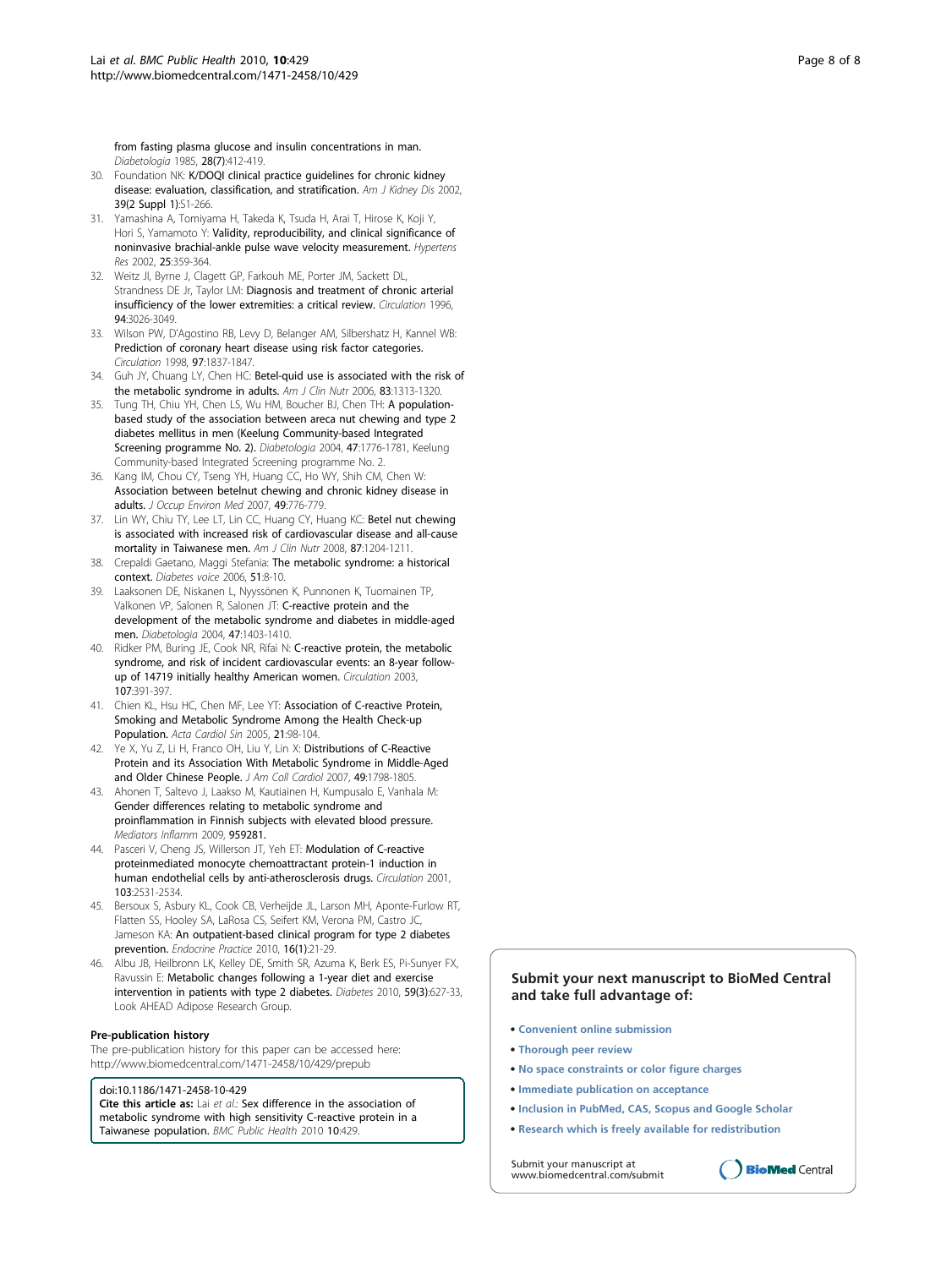from fasting plasma glucose and insulin concentrations in man. *Diabetologia* 1985, **28(7)**:412-419.

30. Foundation NK: **K/DOQI clinical practice guidelines for chronic kidney disease: evaluation, classification, and stratification.** *Am J Kidney Dis* 2002, **39(2 Suppl 1)**:S1-266.
31. Yamashina A, Tomiyama H, Takeda K, Tsuda H, Arai T, Hirose K, Koji Y, Hori S, Yamamoto Y: **Validity, reproducibility, and clinical significance of noninvasive brachial-ankle pulse wave velocity measurement.** *Hypertens Res* 2002, **25**:359-364.
32. Weitz JI, Byrne J, Clagett GP, Farkouh ME, Porter JM, Sackett DL, Strandness DE Jr, Taylor LM: **Diagnosis and treatment of chronic arterial insufficiency of the lower extremities: a critical review.** *Circulation* 1996, **94**:3026-3049.
33. Wilson PW, D'Agostino RB, Levy D, Belanger AM, Silbershatz H, Kannel WB: **Prediction of coronary heart disease using risk factor categories.** *Circulation* 1998, **97**:1837-1847.
34. Guh JY, Chuang LY, Chen HC: **Betel-quid use is associated with the risk of the metabolic syndrome in adults.** *Am J Clin Nutr* 2006, **83**:1313-1320.
35. Tung TH, Chiu YH, Chen LS, Wu HM, Boucher BJ, Chen TH: **A population-based study of the association between areca nut chewing and type 2 diabetes mellitus in men (Keelung Community-based Integrated Screening programme No. 2).** *Diabetologia* 2004, **47**:1776-1781, Keelung Community-based Integrated Screening programme No. 2.
36. Kang IM, Chou CY, Tseng YH, Huang CC, Ho WY, Shih CM, Chen W: **Association between betelnut chewing and chronic kidney disease in adults.** *J Occup Environ Med* 2007, **49**:776-779.
37. Lin WY, Chiu TY, Lee LT, Lin CC, Huang CY, Huang KC: **Betel nut chewing is associated with increased risk of cardiovascular disease and all-cause mortality in Taiwanese men.** *Am J Clin Nutr* 2008, **87**:1204-1211.
38. Crepaldi Gaetano, Maggi Stefania: **The metabolic syndrome: a historical context.** *Diabetes voice* 2006, **51**:8-10.
39. Laaksonen DE, Niskanen L, Nyyssönen K, Punnonen K, Tuomainen TP, Valkonen VP, Salonen R, Salonen JT: **C-reactive protein and the development of the metabolic syndrome and diabetes in middle-aged men.** *Diabetologia* 2004, **47**:1403-1410.
40. Ridker PM, Buring JE, Cook NR, Rifai N: **C-reactive protein, the metabolic syndrome, and risk of incident cardiovascular events: an 8-year follow-up of 14719 initially healthy American women.** *Circulation* 2003, **107**:391-397.
41. Chien KL, Hsu HC, Chen MF, Lee YT: **Association of C-reactive Protein, Smoking and Metabolic Syndrome Among the Health Check-up Population.** *Acta Cardiol Sin* 2005, **21**:98-104.
42. Ye X, Yu Z, Li H, Franco OH, Liu Y, Lin X: **Distributions of C-Reactive Protein and its Association With Metabolic Syndrome in Middle-Aged and Older Chinese People.** *J Am Coll Cardiol* 2007, **49**:1798-1805.
43. Ahonen T, Saltevo J, Laakso M, Kautiainen H, Kumpusalo E, Vanhala M: **Gender differences relating to metabolic syndrome and proinflammation in Finnish subjects with elevated blood pressure.** *Mediators Inflamm* 2009, **959281**.
44. Pasceri V, Cheng JS, Willerson JT, Yeh ET: **Modulation of C-reactive proteinmediated monocyte chemoattractant protein-1 induction in human endothelial cells by anti-atherosclerosis drugs.** *Circulation* 2001, **103**:2531-2534.
45. Bersoux S, Asbury KL, Cook CB, Verheijde JL, Larson MH, Aponte-Furlow RT, Flatten SS, Hooley SA, LaRosa CS, Seifert KM, Verona PM, Castro JC, Jameson KA: **An outpatient-based clinical program for type 2 diabetes prevention.** *Endocrine Practice* 2010, **16(1)**:21-29.
46. Albu JB, Heilbronn LK, Kelley DE, Smith SR, Azuma K, Berk ES, Pi-Sunyer FX, Ravussin E: **Metabolic changes following a 1-year diet and exercise intervention in patients with type 2 diabetes.** *Diabetes* 2010, **59(3)**:627-33, Look AHEAD Adipose Research Group.

#### Pre-publication history

The pre-publication history for this paper can be accessed here: http://www.biomedcentral.com/1471-2458/10/429/prepub

doi:10.1186/1471-2458-10-429

**Cite this article as:** Lai *et al.*: Sex difference in the association of metabolic syndrome with high sensitivity C-reactive protein in a Taiwanese population. *BMC Public Health* 2010 **10**:429.

**Submit your next manuscript to BioMed Central and take full advantage of:**

- **Convenient online submission**
- **Thorough peer review**
- **No space constraints or color figure charges**
- **Immediate publication on acceptance**
- **Inclusion in PubMed, CAS, Scopus and Google Scholar**
- **Research which is freely available for redistribution**

Submit your manuscript at www.biomedcentral.com/submit

BioMed Central